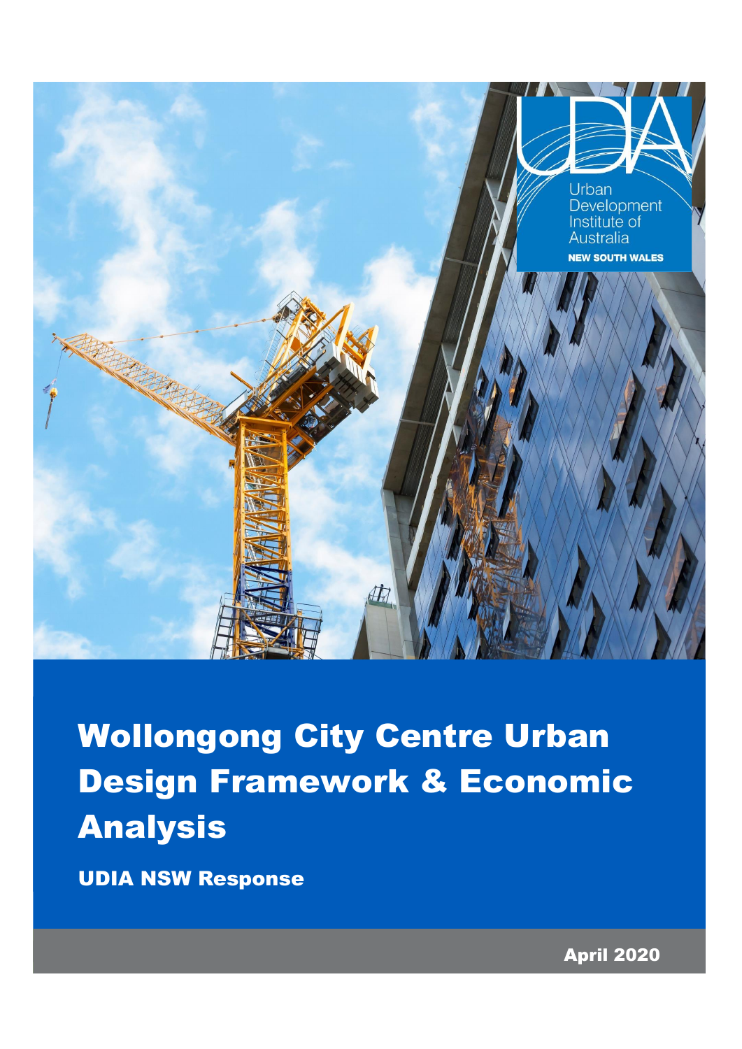Urban Development Institute of Australia

NEW SOUTH WALES

# Wollongong City Centre Urban Design Framework & Economic Analysis

## UDIA NSW Response

April 2020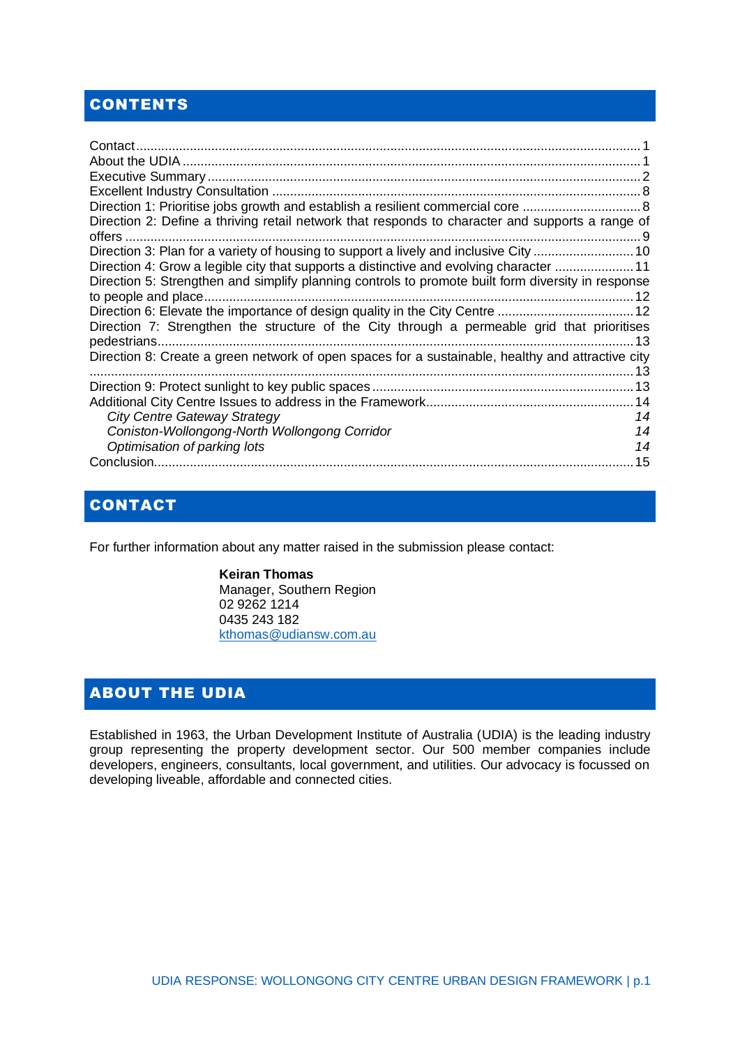## CONTENTS

Contact ........................................................................................................................ 1
About the UDIA ............................................................................................................. 1
Executive Summary ....................................................................................................... 2
Excellent Industry Consultation ...................................................................................... 8
Direction 1: Prioritise jobs growth and establish a resilient commercial core ................................ 8
Direction 2: Define a thriving retail network that responds to character and supports a range of offers ........................................................................................................................... 9
Direction 3: Plan for a variety of housing to support a lively and inclusive City ............................ 10
Direction 4: Grow a legible city that supports a distinctive and evolving character ...................... 11
Direction 5: Strengthen and simplify planning controls to promote built form diversity in response to people and place ....................................................................................................... 12
Direction 6: Elevate the importance of design quality in the City Centre ...................................... 12
Direction 7: Strengthen the structure of the City through a permeable grid that prioritises pedestrians .................................................................................................................. 13
Direction 8: Create a green network of open spaces for a sustainable, healthy and attractive city ................................................................................................................................. 13
Direction 9: Protect sunlight to key public spaces ........................................................................ 13
Additional City Centre Issues to address in the Framework .......................................................... 14
*City Centre Gateway Strategy* 14
*Coniston-Wollongong-North Wollongong Corridor* 14
*Optimisation of parking lots* 14
Conclusion .................................................................................................................... 15

## CONTACT

For further information about any matter raised in the submission please contact:

**Keiran Thomas**
Manager, Southern Region
02 9262 1214
0435 243 182
kthomas@udiansw.com.au

## ABOUT THE UDIA

Established in 1963, the Urban Development Institute of Australia (UDIA) is the leading industry group representing the property development sector. Our 500 member companies include developers, engineers, consultants, local government, and utilities. Our advocacy is focussed on developing liveable, affordable and connected cities.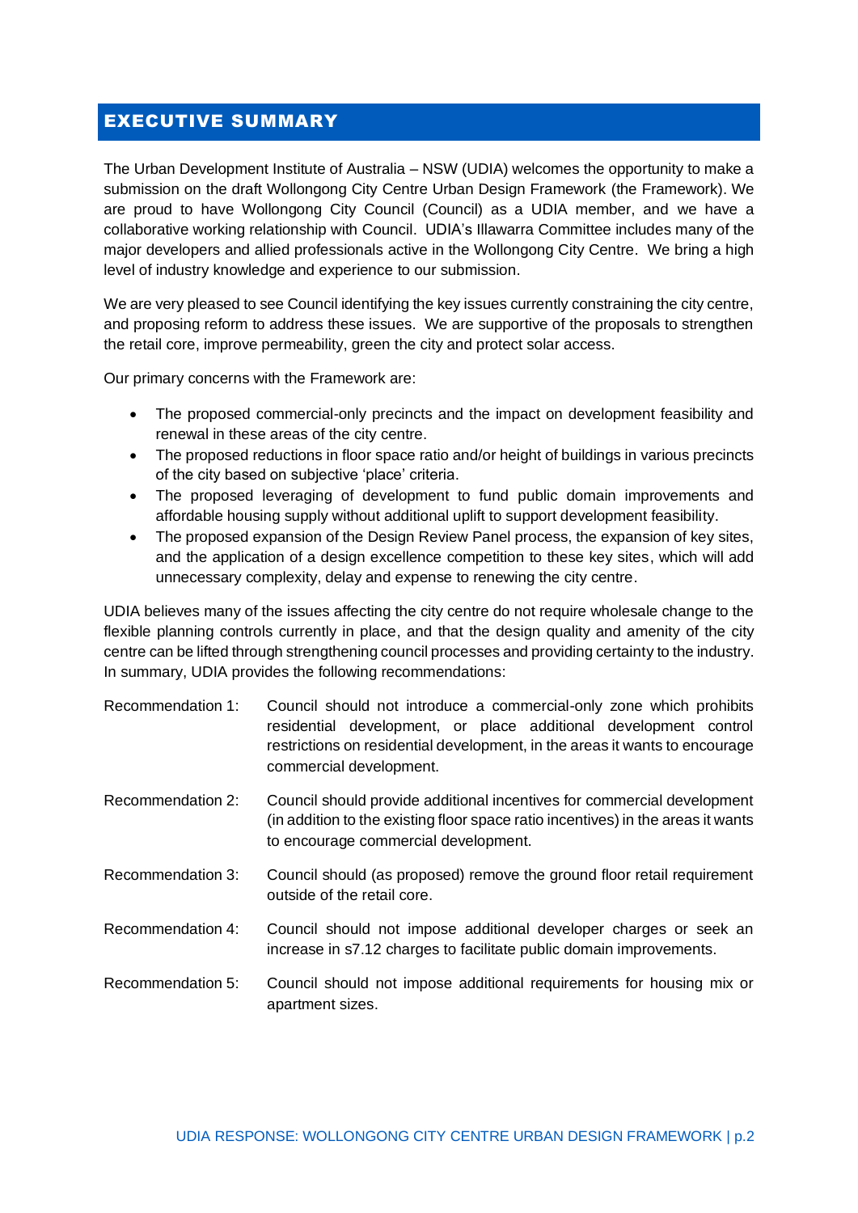## EXECUTIVE SUMMARY

The Urban Development Institute of Australia – NSW (UDIA) welcomes the opportunity to make a submission on the draft Wollongong City Centre Urban Design Framework (the Framework). We are proud to have Wollongong City Council (Council) as a UDIA member, and we have a collaborative working relationship with Council. UDIA's Illawarra Committee includes many of the major developers and allied professionals active in the Wollongong City Centre. We bring a high level of industry knowledge and experience to our submission.

We are very pleased to see Council identifying the key issues currently constraining the city centre, and proposing reform to address these issues. We are supportive of the proposals to strengthen the retail core, improve permeability, green the city and protect solar access.

Our primary concerns with the Framework are:

- The proposed commercial-only precincts and the impact on development feasibility and renewal in these areas of the city centre.
- The proposed reductions in floor space ratio and/or height of buildings in various precincts of the city based on subjective 'place' criteria.
- The proposed leveraging of development to fund public domain improvements and affordable housing supply without additional uplift to support development feasibility.
- The proposed expansion of the Design Review Panel process, the expansion of key sites, and the application of a design excellence competition to these key sites, which will add unnecessary complexity, delay and expense to renewing the city centre.

UDIA believes many of the issues affecting the city centre do not require wholesale change to the flexible planning controls currently in place, and that the design quality and amenity of the city centre can be lifted through strengthening council processes and providing certainty to the industry. In summary, UDIA provides the following recommendations:

Recommendation 1: Council should not introduce a commercial-only zone which prohibits residential development, or place additional development control restrictions on residential development, in the areas it wants to encourage commercial development.

Recommendation 2: Council should provide additional incentives for commercial development (in addition to the existing floor space ratio incentives) in the areas it wants to encourage commercial development.

Recommendation 3: Council should (as proposed) remove the ground floor retail requirement outside of the retail core.

Recommendation 4: Council should not impose additional developer charges or seek an increase in s7.12 charges to facilitate public domain improvements.

Recommendation 5: Council should not impose additional requirements for housing mix or apartment sizes.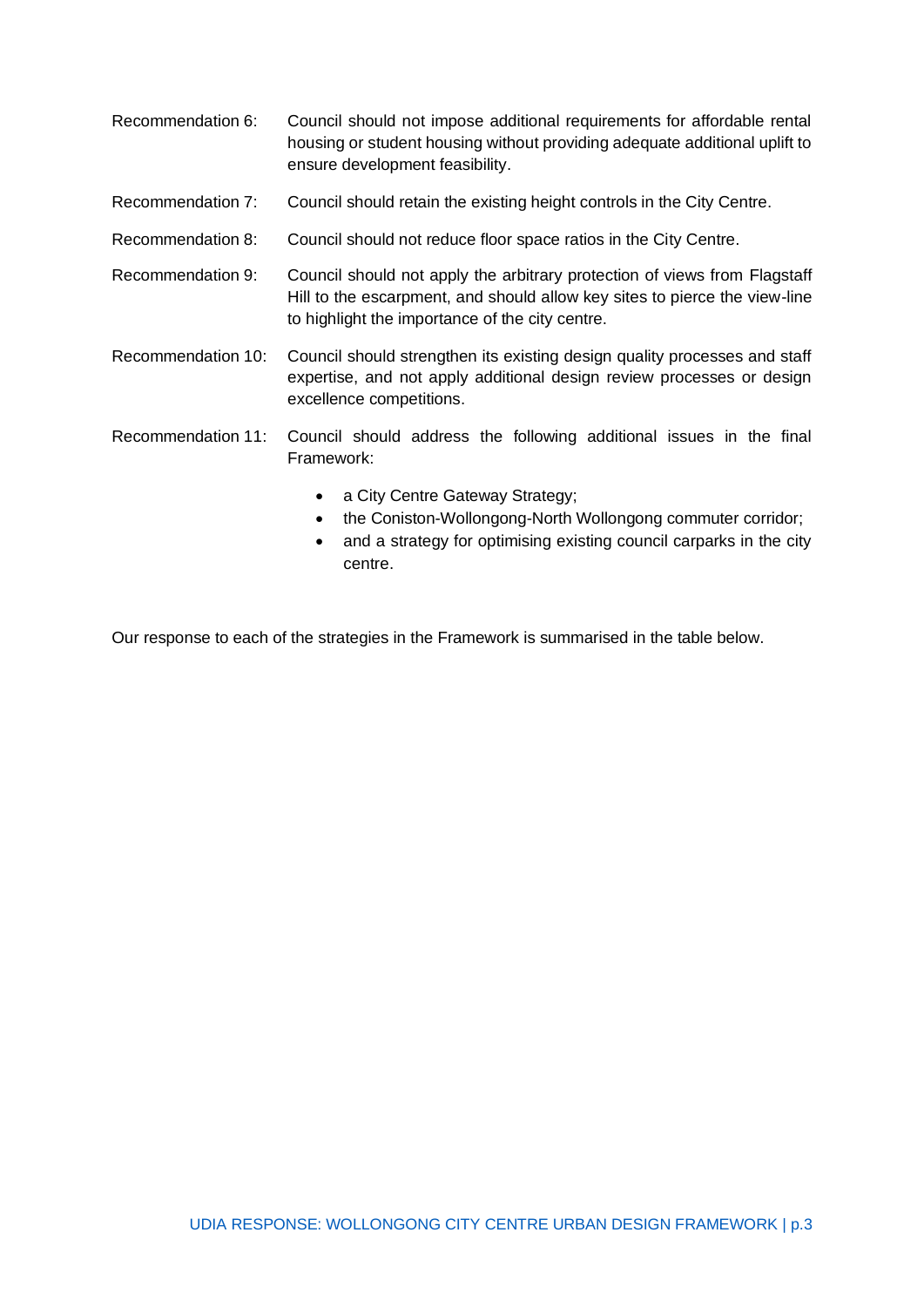Recommendation 6: Council should not impose additional requirements for affordable rental housing or student housing without providing adequate additional uplift to ensure development feasibility.

Recommendation 7: Council should retain the existing height controls in the City Centre.

Recommendation 8: Council should not reduce floor space ratios in the City Centre.

Recommendation 9: Council should not apply the arbitrary protection of views from Flagstaff Hill to the escarpment, and should allow key sites to pierce the view-line to highlight the importance of the city centre.

Recommendation 10: Council should strengthen its existing design quality processes and staff expertise, and not apply additional design review processes or design excellence competitions.

Recommendation 11: Council should address the following additional issues in the final Framework:

- a City Centre Gateway Strategy;
- the Coniston-Wollongong-North Wollongong commuter corridor;
- and a strategy for optimising existing council carparks in the city centre.

Our response to each of the strategies in the Framework is summarised in the table below.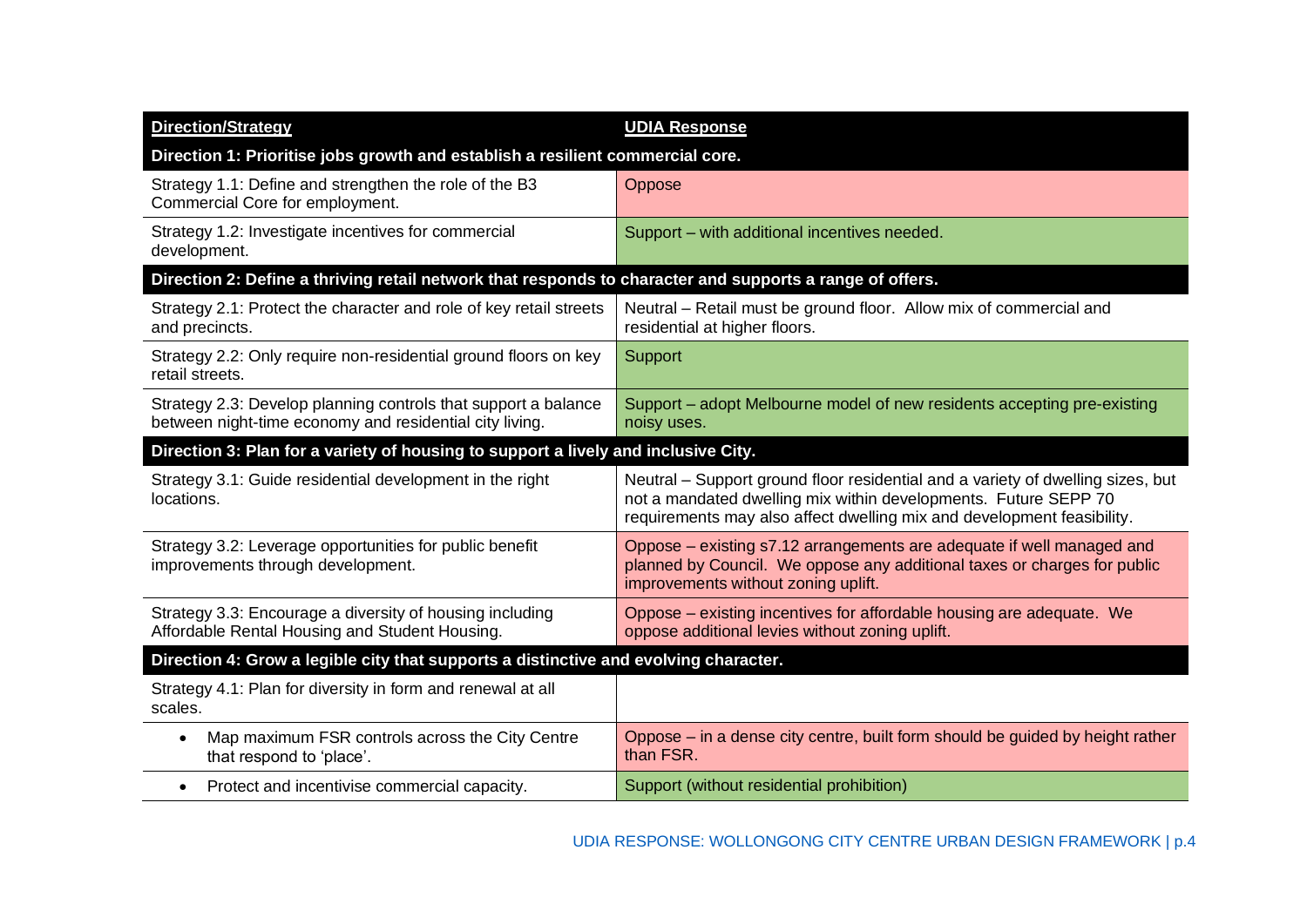| Direction/Strategy | UDIA Response |
|---|---|
| **Direction 1: Prioritise jobs growth and establish a resilient commercial core.** | |
| Strategy 1.1: Define and strengthen the role of the B3 Commercial Core for employment. | Oppose |
| Strategy 1.2: Investigate incentives for commercial development. | Support – with additional incentives needed. |
| **Direction 2: Define a thriving retail network that responds to character and supports a range of offers.** | |
| Strategy 2.1: Protect the character and role of key retail streets and precincts. | Neutral – Retail must be ground floor. Allow mix of commercial and residential at higher floors. |
| Strategy 2.2: Only require non-residential ground floors on key retail streets. | Support |
| Strategy 2.3: Develop planning controls that support a balance between night-time economy and residential city living. | Support – adopt Melbourne model of new residents accepting pre-existing noisy uses. |
| **Direction 3: Plan for a variety of housing to support a lively and inclusive City.** | |
| Strategy 3.1: Guide residential development in the right locations. | Neutral – Support ground floor residential and a variety of dwelling sizes, but not a mandated dwelling mix within developments. Future SEPP 70 requirements may also affect dwelling mix and development feasibility. |
| Strategy 3.2: Leverage opportunities for public benefit improvements through development. | Oppose – existing s7.12 arrangements are adequate if well managed and planned by Council. We oppose any additional taxes or charges for public improvements without zoning uplift. |
| Strategy 3.3: Encourage a diversity of housing including Affordable Rental Housing and Student Housing. | Oppose – existing incentives for affordable housing are adequate. We oppose additional levies without zoning uplift. |
| **Direction 4: Grow a legible city that supports a distinctive and evolving character.** | |
| Strategy 4.1: Plan for diversity in form and renewal at all scales. | |
| • Map maximum FSR controls across the City Centre that respond to 'place'. | Oppose – in a dense city centre, built form should be guided by height rather than FSR. |
| • Protect and incentivise commercial capacity. | Support (without residential prohibition) |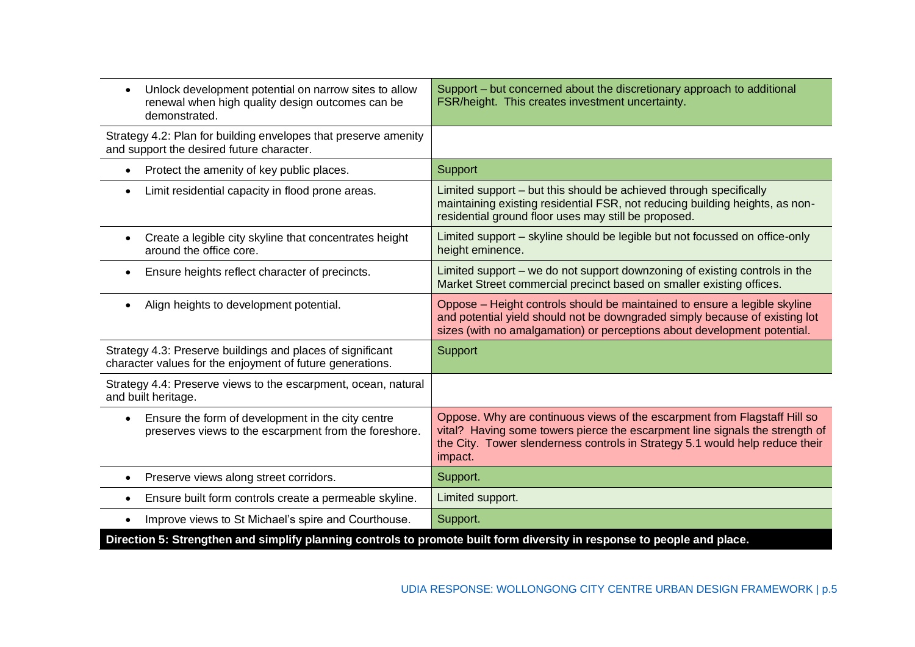| | |
|---|---|
| • Unlock development potential on narrow sites to allow renewal when high quality design outcomes can be demonstrated. | Support – but concerned about the discretionary approach to additional FSR/height. This creates investment uncertainty. |
| Strategy 4.2: Plan for building envelopes that preserve amenity and support the desired future character. | |
| • Protect the amenity of key public places. | Support |
| • Limit residential capacity in flood prone areas. | Limited support – but this should be achieved through specifically maintaining existing residential FSR, not reducing building heights, as non-residential ground floor uses may still be proposed. |
| • Create a legible city skyline that concentrates height around the office core. | Limited support – skyline should be legible but not focussed on office-only height eminence. |
| • Ensure heights reflect character of precincts. | Limited support – we do not support downzoning of existing controls in the Market Street commercial precinct based on smaller existing offices. |
| • Align heights to development potential. | Oppose – Height controls should be maintained to ensure a legible skyline and potential yield should not be downgraded simply because of existing lot sizes (with no amalgamation) or perceptions about development potential. |
| Strategy 4.3: Preserve buildings and places of significant character values for the enjoyment of future generations. | Support |
| Strategy 4.4: Preserve views to the escarpment, ocean, natural and built heritage. | |
| • Ensure the form of development in the city centre preserves views to the escarpment from the foreshore. | Oppose. Why are continuous views of the escarpment from Flagstaff Hill so vital? Having some towers pierce the escarpment line signals the strength of the City. Tower slenderness controls in Strategy 5.1 would help reduce their impact. |
| • Preserve views along street corridors. | Support. |
| • Ensure built form controls create a permeable skyline. | Limited support. |
| • Improve views to St Michael's spire and Courthouse. | Support. |
| **Direction 5: Strengthen and simplify planning controls to promote built form diversity in response to people and place.** | |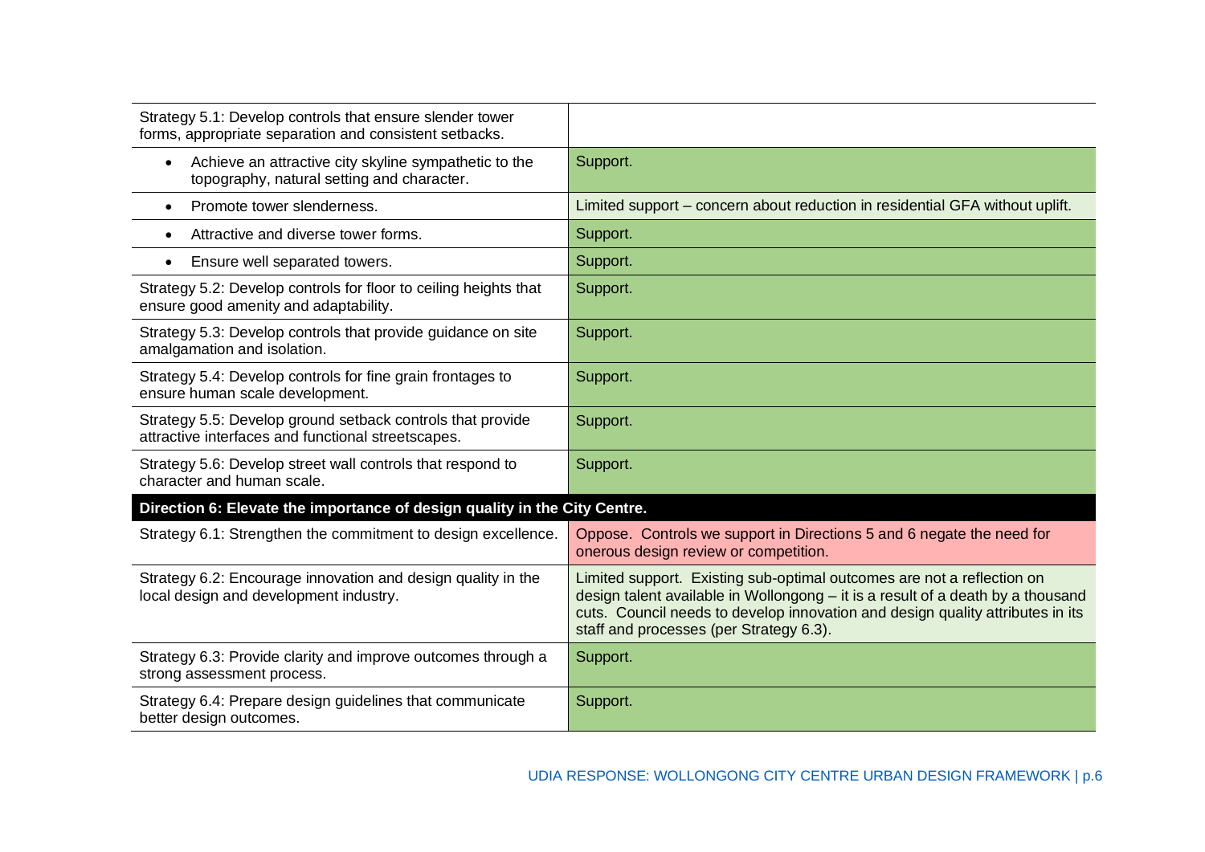| Strategy | Response |
|---|---|
| Strategy 5.1: Develop controls that ensure slender tower forms, appropriate separation and consistent setbacks. | |
| • Achieve an attractive city skyline sympathetic to the topography, natural setting and character. | Support. |
| • Promote tower slenderness. | Limited support – concern about reduction in residential GFA without uplift. |
| • Attractive and diverse tower forms. | Support. |
| • Ensure well separated towers. | Support. |
| Strategy 5.2: Develop controls for floor to ceiling heights that ensure good amenity and adaptability. | Support. |
| Strategy 5.3: Develop controls that provide guidance on site amalgamation and isolation. | Support. |
| Strategy 5.4: Develop controls for fine grain frontages to ensure human scale development. | Support. |
| Strategy 5.5: Develop ground setback controls that provide attractive interfaces and functional streetscapes. | Support. |
| Strategy 5.6: Develop street wall controls that respond to character and human scale. | Support. |
| **Direction 6: Elevate the importance of design quality in the City Centre.** | |
| Strategy 6.1: Strengthen the commitment to design excellence. | Oppose. Controls we support in Directions 5 and 6 negate the need for onerous design review or competition. |
| Strategy 6.2: Encourage innovation and design quality in the local design and development industry. | Limited support. Existing sub-optimal outcomes are not a reflection on design talent available in Wollongong – it is a result of a death by a thousand cuts. Council needs to develop innovation and design quality attributes in its staff and processes (per Strategy 6.3). |
| Strategy 6.3: Provide clarity and improve outcomes through a strong assessment process. | Support. |
| Strategy 6.4: Prepare design guidelines that communicate better design outcomes. | Support. |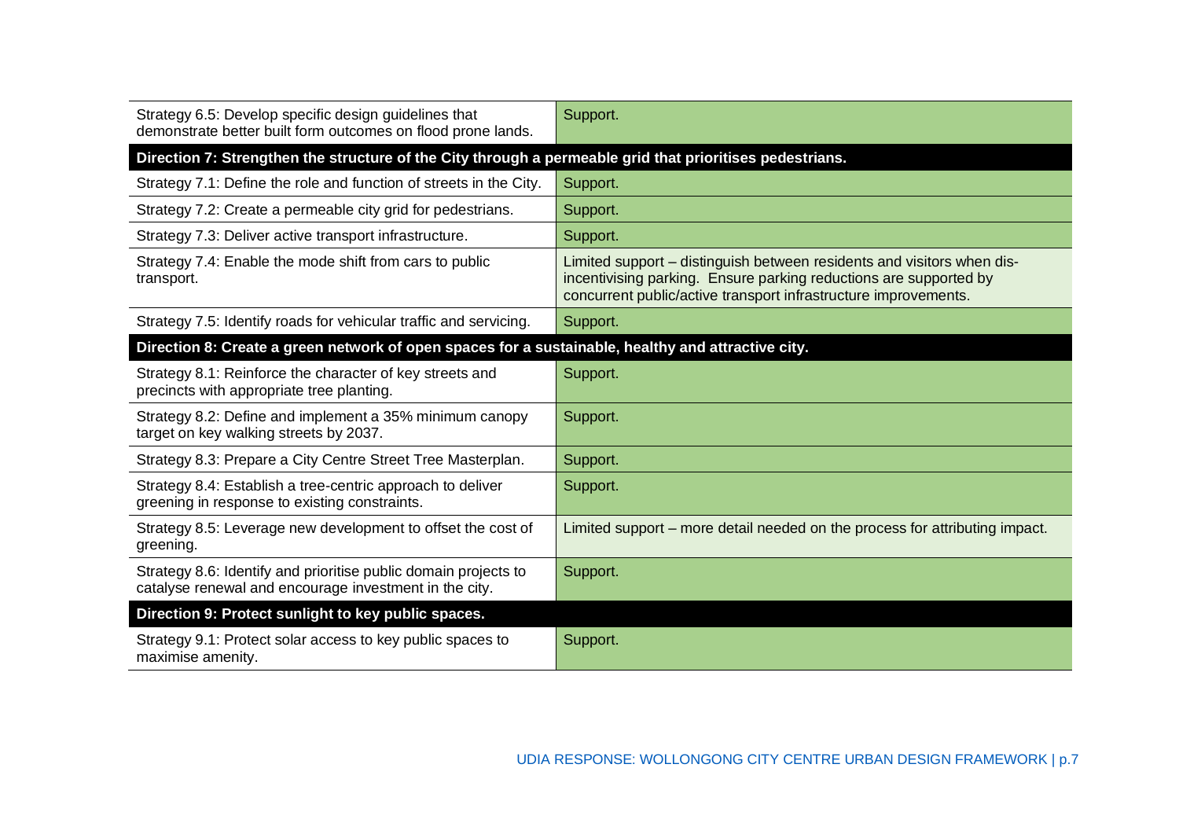| | |
|---|---|
| Strategy 6.5: Develop specific design guidelines that demonstrate better built form outcomes on flood prone lands. | Support. |
| **Direction 7: Strengthen the structure of the City through a permeable grid that prioritises pedestrians.** | |
| Strategy 7.1: Define the role and function of streets in the City. | Support. |
| Strategy 7.2: Create a permeable city grid for pedestrians. | Support. |
| Strategy 7.3: Deliver active transport infrastructure. | Support. |
| Strategy 7.4: Enable the mode shift from cars to public transport. | Limited support – distinguish between residents and visitors when dis-incentivising parking. Ensure parking reductions are supported by concurrent public/active transport infrastructure improvements. |
| Strategy 7.5: Identify roads for vehicular traffic and servicing. | Support. |
| **Direction 8: Create a green network of open spaces for a sustainable, healthy and attractive city.** | |
| Strategy 8.1: Reinforce the character of key streets and precincts with appropriate tree planting. | Support. |
| Strategy 8.2: Define and implement a 35% minimum canopy target on key walking streets by 2037. | Support. |
| Strategy 8.3: Prepare a City Centre Street Tree Masterplan. | Support. |
| Strategy 8.4: Establish a tree-centric approach to deliver greening in response to existing constraints. | Support. |
| Strategy 8.5: Leverage new development to offset the cost of greening. | Limited support – more detail needed on the process for attributing impact. |
| Strategy 8.6: Identify and prioritise public domain projects to catalyse renewal and encourage investment in the city. | Support. |
| **Direction 9: Protect sunlight to key public spaces.** | |
| Strategy 9.1: Protect solar access to key public spaces to maximise amenity. | Support. |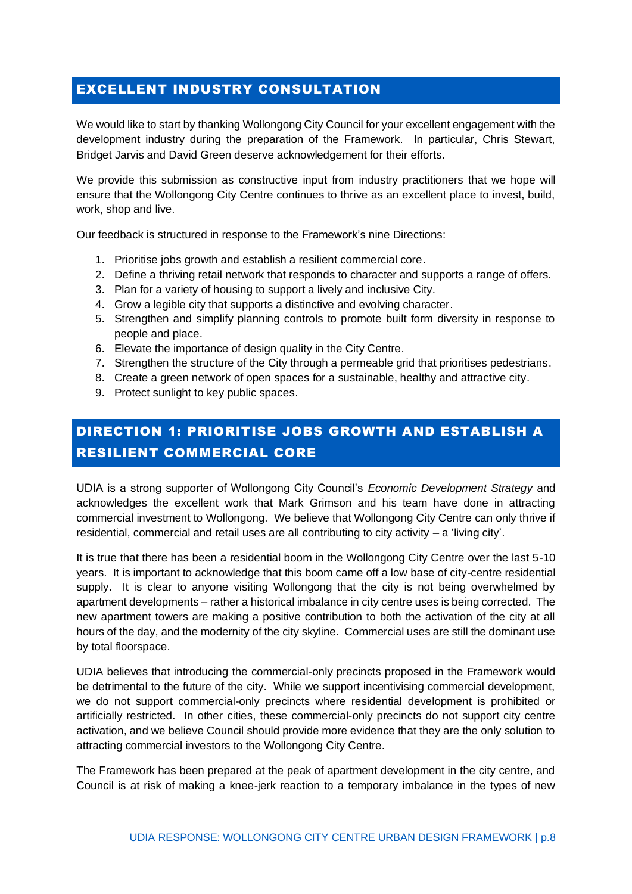## EXCELLENT INDUSTRY CONSULTATION

We would like to start by thanking Wollongong City Council for your excellent engagement with the development industry during the preparation of the Framework. In particular, Chris Stewart, Bridget Jarvis and David Green deserve acknowledgement for their efforts.

We provide this submission as constructive input from industry practitioners that we hope will ensure that the Wollongong City Centre continues to thrive as an excellent place to invest, build, work, shop and live.

Our feedback is structured in response to the Framework's nine Directions:

1. Prioritise jobs growth and establish a resilient commercial core.
2. Define a thriving retail network that responds to character and supports a range of offers.
3. Plan for a variety of housing to support a lively and inclusive City.
4. Grow a legible city that supports a distinctive and evolving character.
5. Strengthen and simplify planning controls to promote built form diversity in response to people and place.
6. Elevate the importance of design quality in the City Centre.
7. Strengthen the structure of the City through a permeable grid that prioritises pedestrians.
8. Create a green network of open spaces for a sustainable, healthy and attractive city.
9. Protect sunlight to key public spaces.

## DIRECTION 1: PRIORITISE JOBS GROWTH AND ESTABLISH A RESILIENT COMMERCIAL CORE

UDIA is a strong supporter of Wollongong City Council's *Economic Development Strategy* and acknowledges the excellent work that Mark Grimson and his team have done in attracting commercial investment to Wollongong. We believe that Wollongong City Centre can only thrive if residential, commercial and retail uses are all contributing to city activity – a 'living city'.

It is true that there has been a residential boom in the Wollongong City Centre over the last 5-10 years. It is important to acknowledge that this boom came off a low base of city-centre residential supply. It is clear to anyone visiting Wollongong that the city is not being overwhelmed by apartment developments – rather a historical imbalance in city centre uses is being corrected. The new apartment towers are making a positive contribution to both the activation of the city at all hours of the day, and the modernity of the city skyline. Commercial uses are still the dominant use by total floorspace.

UDIA believes that introducing the commercial-only precincts proposed in the Framework would be detrimental to the future of the city. While we support incentivising commercial development, we do not support commercial-only precincts where residential development is prohibited or artificially restricted. In other cities, these commercial-only precincts do not support city centre activation, and we believe Council should provide more evidence that they are the only solution to attracting commercial investors to the Wollongong City Centre.

The Framework has been prepared at the peak of apartment development in the city centre, and Council is at risk of making a knee-jerk reaction to a temporary imbalance in the types of new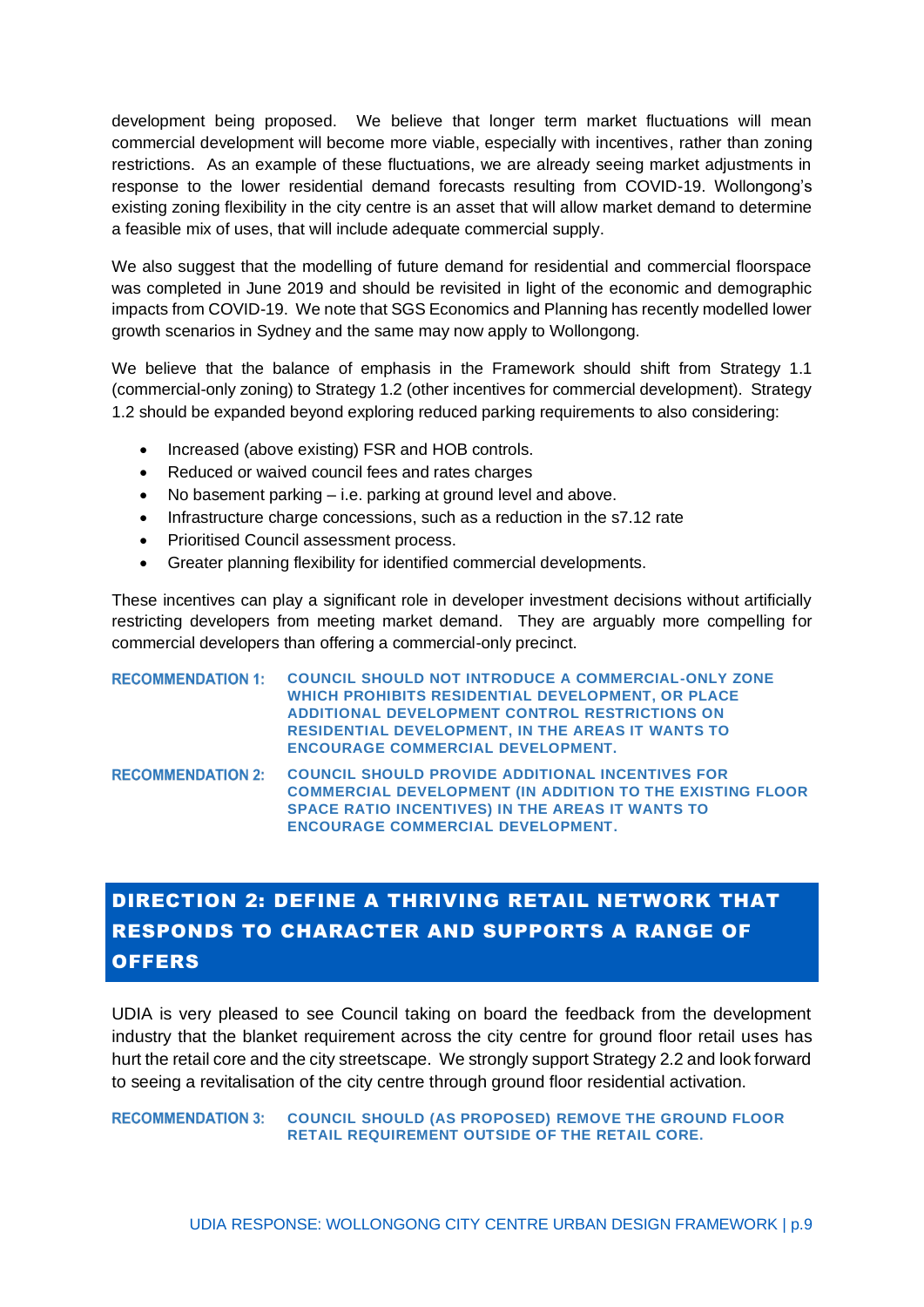development being proposed. We believe that longer term market fluctuations will mean commercial development will become more viable, especially with incentives, rather than zoning restrictions. As an example of these fluctuations, we are already seeing market adjustments in response to the lower residential demand forecasts resulting from COVID-19. Wollongong's existing zoning flexibility in the city centre is an asset that will allow market demand to determine a feasible mix of uses, that will include adequate commercial supply.

We also suggest that the modelling of future demand for residential and commercial floorspace was completed in June 2019 and should be revisited in light of the economic and demographic impacts from COVID-19. We note that SGS Economics and Planning has recently modelled lower growth scenarios in Sydney and the same may now apply to Wollongong.

We believe that the balance of emphasis in the Framework should shift from Strategy 1.1 (commercial-only zoning) to Strategy 1.2 (other incentives for commercial development). Strategy 1.2 should be expanded beyond exploring reduced parking requirements to also considering:

- Increased (above existing) FSR and HOB controls.
- Reduced or waived council fees and rates charges
- No basement parking – i.e. parking at ground level and above.
- Infrastructure charge concessions, such as a reduction in the s7.12 rate
- Prioritised Council assessment process.
- Greater planning flexibility for identified commercial developments.

These incentives can play a significant role in developer investment decisions without artificially restricting developers from meeting market demand. They are arguably more compelling for commercial developers than offering a commercial-only precinct.

**RECOMMENDATION 1:** **COUNCIL SHOULD NOT INTRODUCE A COMMERCIAL-ONLY ZONE WHICH PROHIBITS RESIDENTIAL DEVELOPMENT, OR PLACE ADDITIONAL DEVELOPMENT CONTROL RESTRICTIONS ON RESIDENTIAL DEVELOPMENT, IN THE AREAS IT WANTS TO ENCOURAGE COMMERCIAL DEVELOPMENT.**

**RECOMMENDATION 2:** **COUNCIL SHOULD PROVIDE ADDITIONAL INCENTIVES FOR COMMERCIAL DEVELOPMENT (IN ADDITION TO THE EXISTING FLOOR SPACE RATIO INCENTIVES) IN THE AREAS IT WANTS TO ENCOURAGE COMMERCIAL DEVELOPMENT.**

## DIRECTION 2: DEFINE A THRIVING RETAIL NETWORK THAT RESPONDS TO CHARACTER AND SUPPORTS A RANGE OF OFFERS

UDIA is very pleased to see Council taking on board the feedback from the development industry that the blanket requirement across the city centre for ground floor retail uses has hurt the retail core and the city streetscape. We strongly support Strategy 2.2 and look forward to seeing a revitalisation of the city centre through ground floor residential activation.

**RECOMMENDATION 3:** **COUNCIL SHOULD (AS PROPOSED) REMOVE THE GROUND FLOOR RETAIL REQUIREMENT OUTSIDE OF THE RETAIL CORE.**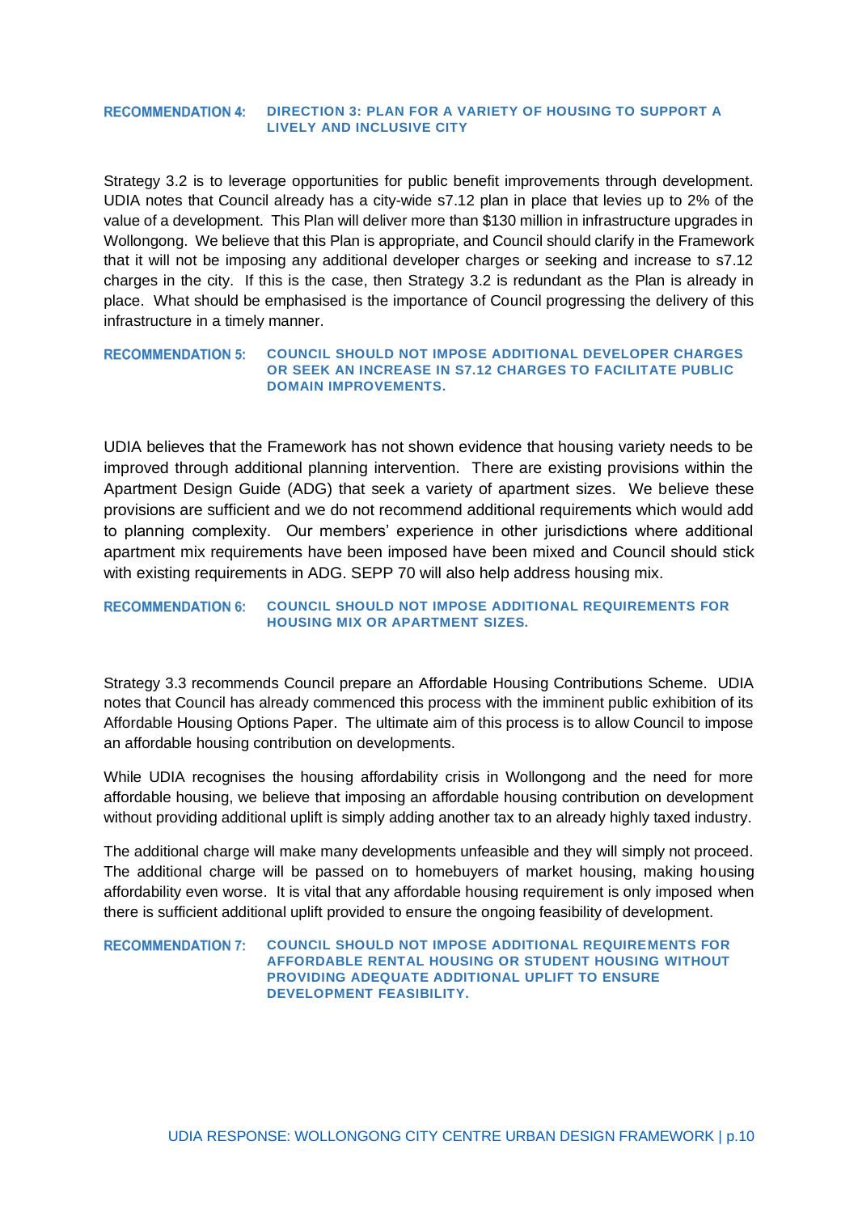**RECOMMENDATION 4: DIRECTION 3: PLAN FOR A VARIETY OF HOUSING TO SUPPORT A LIVELY AND INCLUSIVE CITY**

Strategy 3.2 is to leverage opportunities for public benefit improvements through development. UDIA notes that Council already has a city-wide s7.12 plan in place that levies up to 2% of the value of a development. This Plan will deliver more than $130 million in infrastructure upgrades in Wollongong. We believe that this Plan is appropriate, and Council should clarify in the Framework that it will not be imposing any additional developer charges or seeking and increase to s7.12 charges in the city. If this is the case, then Strategy 3.2 is redundant as the Plan is already in place. What should be emphasised is the importance of Council progressing the delivery of this infrastructure in a timely manner.

**RECOMMENDATION 5: COUNCIL SHOULD NOT IMPOSE ADDITIONAL DEVELOPER CHARGES OR SEEK AN INCREASE IN S7.12 CHARGES TO FACILITATE PUBLIC DOMAIN IMPROVEMENTS.**

UDIA believes that the Framework has not shown evidence that housing variety needs to be improved through additional planning intervention. There are existing provisions within the Apartment Design Guide (ADG) that seek a variety of apartment sizes. We believe these provisions are sufficient and we do not recommend additional requirements which would add to planning complexity. Our members' experience in other jurisdictions where additional apartment mix requirements have been imposed have been mixed and Council should stick with existing requirements in ADG. SEPP 70 will also help address housing mix.

**RECOMMENDATION 6: COUNCIL SHOULD NOT IMPOSE ADDITIONAL REQUIREMENTS FOR HOUSING MIX OR APARTMENT SIZES.**

Strategy 3.3 recommends Council prepare an Affordable Housing Contributions Scheme. UDIA notes that Council has already commenced this process with the imminent public exhibition of its Affordable Housing Options Paper. The ultimate aim of this process is to allow Council to impose an affordable housing contribution on developments.

While UDIA recognises the housing affordability crisis in Wollongong and the need for more affordable housing, we believe that imposing an affordable housing contribution on development without providing additional uplift is simply adding another tax to an already highly taxed industry.

The additional charge will make many developments unfeasible and they will simply not proceed. The additional charge will be passed on to homebuyers of market housing, making housing affordability even worse. It is vital that any affordable housing requirement is only imposed when there is sufficient additional uplift provided to ensure the ongoing feasibility of development.

**RECOMMENDATION 7: COUNCIL SHOULD NOT IMPOSE ADDITIONAL REQUIREMENTS FOR AFFORDABLE RENTAL HOUSING OR STUDENT HOUSING WITHOUT PROVIDING ADEQUATE ADDITIONAL UPLIFT TO ENSURE DEVELOPMENT FEASIBILITY.**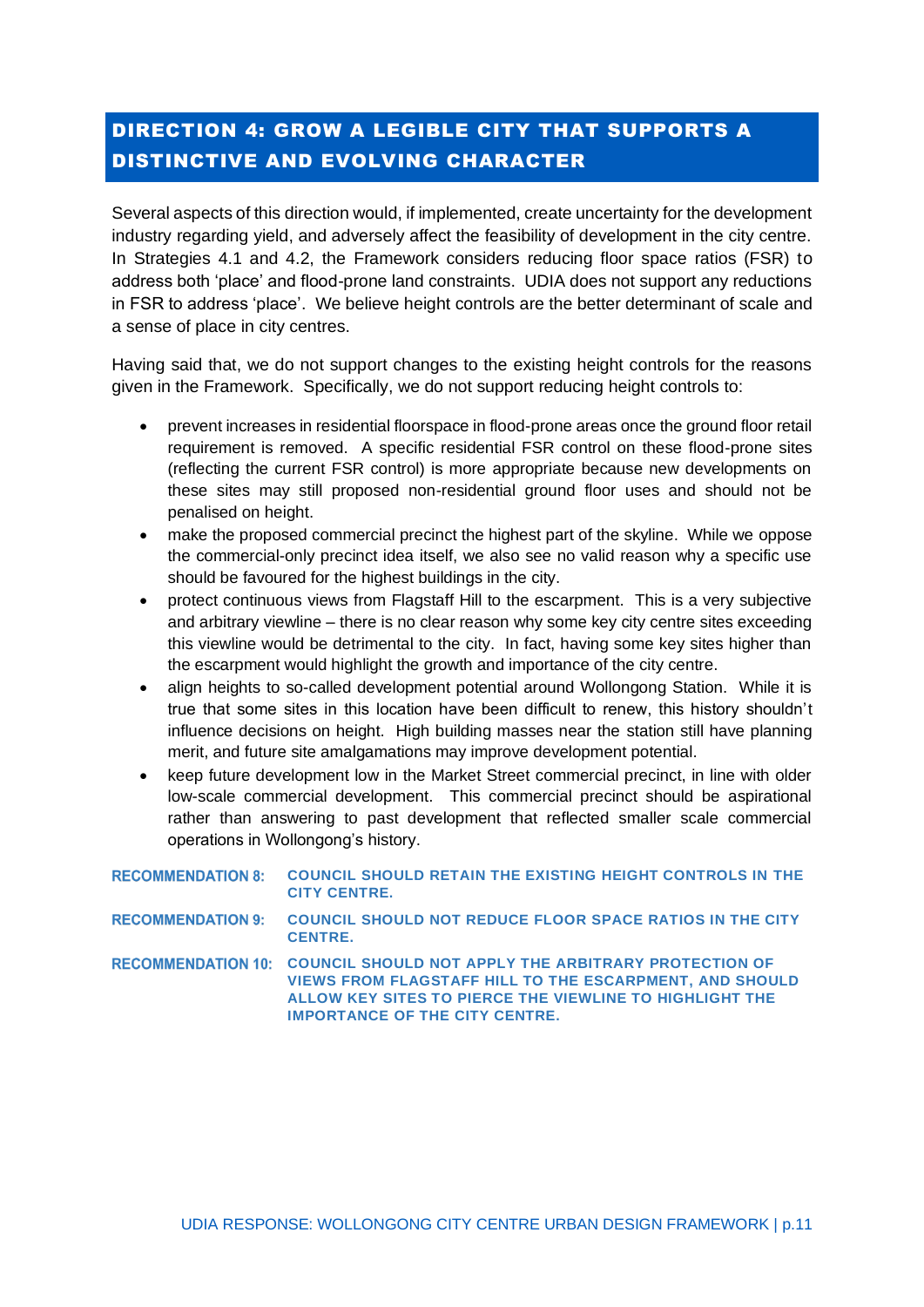## DIRECTION 4: GROW A LEGIBLE CITY THAT SUPPORTS A DISTINCTIVE AND EVOLVING CHARACTER

Several aspects of this direction would, if implemented, create uncertainty for the development industry regarding yield, and adversely affect the feasibility of development in the city centre. In Strategies 4.1 and 4.2, the Framework considers reducing floor space ratios (FSR) to address both 'place' and flood-prone land constraints. UDIA does not support any reductions in FSR to address 'place'. We believe height controls are the better determinant of scale and a sense of place in city centres.

Having said that, we do not support changes to the existing height controls for the reasons given in the Framework. Specifically, we do not support reducing height controls to:

- prevent increases in residential floorspace in flood-prone areas once the ground floor retail requirement is removed. A specific residential FSR control on these flood-prone sites (reflecting the current FSR control) is more appropriate because new developments on these sites may still proposed non-residential ground floor uses and should not be penalised on height.
- make the proposed commercial precinct the highest part of the skyline. While we oppose the commercial-only precinct idea itself, we also see no valid reason why a specific use should be favoured for the highest buildings in the city.
- protect continuous views from Flagstaff Hill to the escarpment. This is a very subjective and arbitrary viewline – there is no clear reason why some key city centre sites exceeding this viewline would be detrimental to the city. In fact, having some key sites higher than the escarpment would highlight the growth and importance of the city centre.
- align heights to so-called development potential around Wollongong Station. While it is true that some sites in this location have been difficult to renew, this history shouldn't influence decisions on height. High building masses near the station still have planning merit, and future site amalgamations may improve development potential.
- keep future development low in the Market Street commercial precinct, in line with older low-scale commercial development. This commercial precinct should be aspirational rather than answering to past development that reflected smaller scale commercial operations in Wollongong's history.

**RECOMMENDATION 8:** **COUNCIL SHOULD RETAIN THE EXISTING HEIGHT CONTROLS IN THE CITY CENTRE.**

**RECOMMENDATION 9:** **COUNCIL SHOULD NOT REDUCE FLOOR SPACE RATIOS IN THE CITY CENTRE.**

**RECOMMENDATION 10:** **COUNCIL SHOULD NOT APPLY THE ARBITRARY PROTECTION OF VIEWS FROM FLAGSTAFF HILL TO THE ESCARPMENT, AND SHOULD ALLOW KEY SITES TO PIERCE THE VIEWLINE TO HIGHLIGHT THE IMPORTANCE OF THE CITY CENTRE.**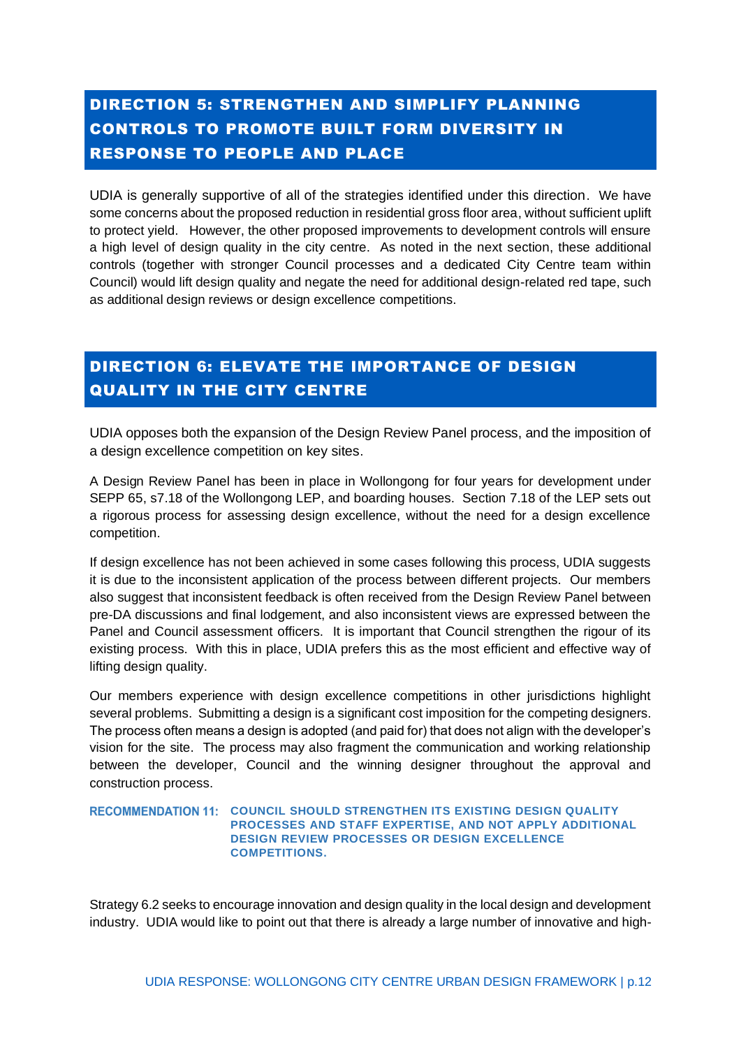## DIRECTION 5: STRENGTHEN AND SIMPLIFY PLANNING CONTROLS TO PROMOTE BUILT FORM DIVERSITY IN RESPONSE TO PEOPLE AND PLACE

UDIA is generally supportive of all of the strategies identified under this direction. We have some concerns about the proposed reduction in residential gross floor area, without sufficient uplift to protect yield. However, the other proposed improvements to development controls will ensure a high level of design quality in the city centre. As noted in the next section, these additional controls (together with stronger Council processes and a dedicated City Centre team within Council) would lift design quality and negate the need for additional design-related red tape, such as additional design reviews or design excellence competitions.

## DIRECTION 6: ELEVATE THE IMPORTANCE OF DESIGN QUALITY IN THE CITY CENTRE

UDIA opposes both the expansion of the Design Review Panel process, and the imposition of a design excellence competition on key sites.

A Design Review Panel has been in place in Wollongong for four years for development under SEPP 65, s7.18 of the Wollongong LEP, and boarding houses. Section 7.18 of the LEP sets out a rigorous process for assessing design excellence, without the need for a design excellence competition.

If design excellence has not been achieved in some cases following this process, UDIA suggests it is due to the inconsistent application of the process between different projects. Our members also suggest that inconsistent feedback is often received from the Design Review Panel between pre-DA discussions and final lodgement, and also inconsistent views are expressed between the Panel and Council assessment officers. It is important that Council strengthen the rigour of its existing process. With this in place, UDIA prefers this as the most efficient and effective way of lifting design quality.

Our members experience with design excellence competitions in other jurisdictions highlight several problems. Submitting a design is a significant cost imposition for the competing designers. The process often means a design is adopted (and paid for) that does not align with the developer's vision for the site. The process may also fragment the communication and working relationship between the developer, Council and the winning designer throughout the approval and construction process.

**RECOMMENDATION 11: COUNCIL SHOULD STRENGTHEN ITS EXISTING DESIGN QUALITY PROCESSES AND STAFF EXPERTISE, AND NOT APPLY ADDITIONAL DESIGN REVIEW PROCESSES OR DESIGN EXCELLENCE COMPETITIONS.**

Strategy 6.2 seeks to encourage innovation and design quality in the local design and development industry. UDIA would like to point out that there is already a large number of innovative and high-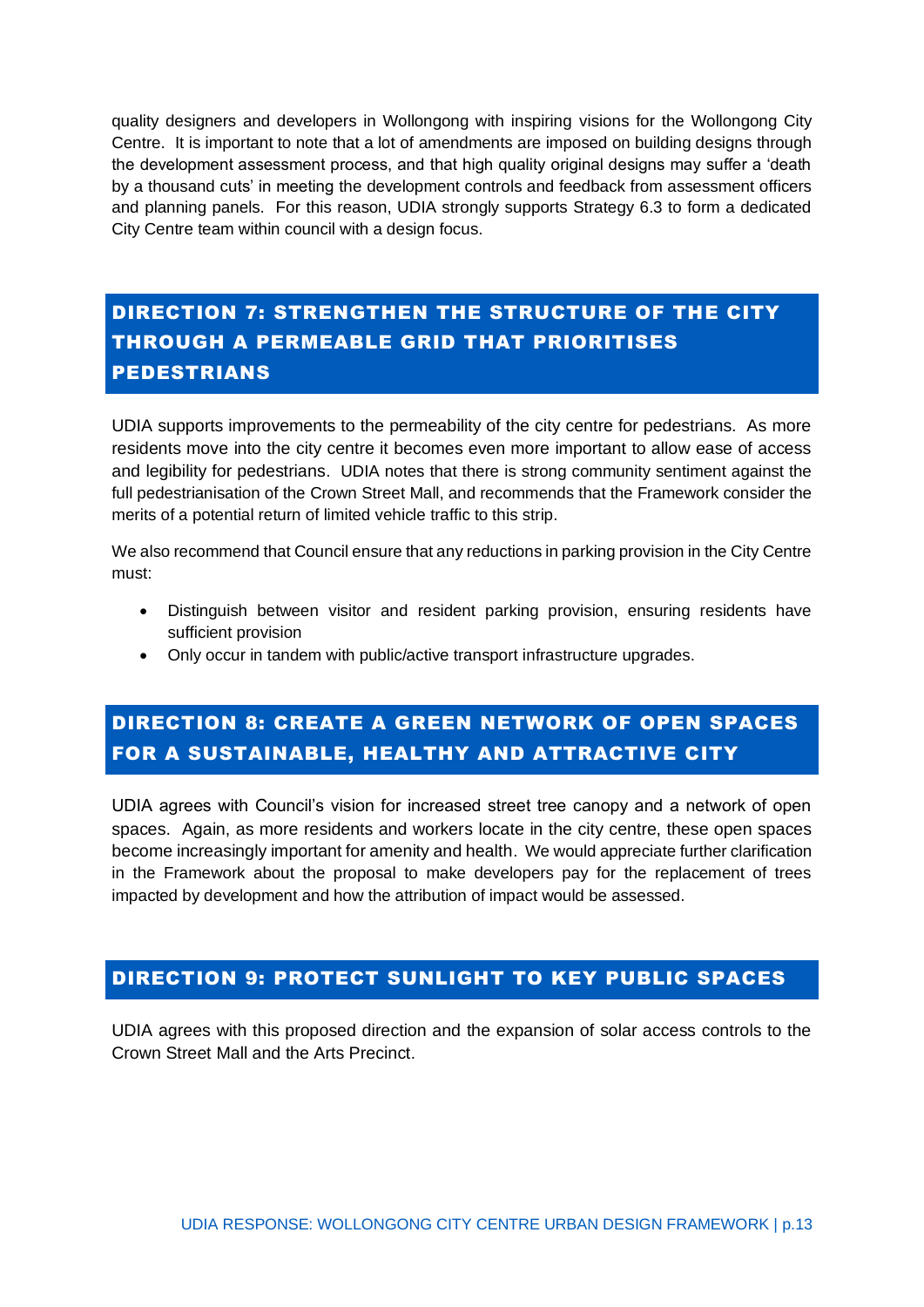quality designers and developers in Wollongong with inspiring visions for the Wollongong City Centre. It is important to note that a lot of amendments are imposed on building designs through the development assessment process, and that high quality original designs may suffer a 'death by a thousand cuts' in meeting the development controls and feedback from assessment officers and planning panels. For this reason, UDIA strongly supports Strategy 6.3 to form a dedicated City Centre team within council with a design focus.

## DIRECTION 7: STRENGTHEN THE STRUCTURE OF THE CITY THROUGH A PERMEABLE GRID THAT PRIORITISES PEDESTRIANS

UDIA supports improvements to the permeability of the city centre for pedestrians. As more residents move into the city centre it becomes even more important to allow ease of access and legibility for pedestrians. UDIA notes that there is strong community sentiment against the full pedestrianisation of the Crown Street Mall, and recommends that the Framework consider the merits of a potential return of limited vehicle traffic to this strip.

We also recommend that Council ensure that any reductions in parking provision in the City Centre must:

- Distinguish between visitor and resident parking provision, ensuring residents have sufficient provision
- Only occur in tandem with public/active transport infrastructure upgrades.

## DIRECTION 8: CREATE A GREEN NETWORK OF OPEN SPACES FOR A SUSTAINABLE, HEALTHY AND ATTRACTIVE CITY

UDIA agrees with Council's vision for increased street tree canopy and a network of open spaces. Again, as more residents and workers locate in the city centre, these open spaces become increasingly important for amenity and health. We would appreciate further clarification in the Framework about the proposal to make developers pay for the replacement of trees impacted by development and how the attribution of impact would be assessed.

## DIRECTION 9: PROTECT SUNLIGHT TO KEY PUBLIC SPACES

UDIA agrees with this proposed direction and the expansion of solar access controls to the Crown Street Mall and the Arts Precinct.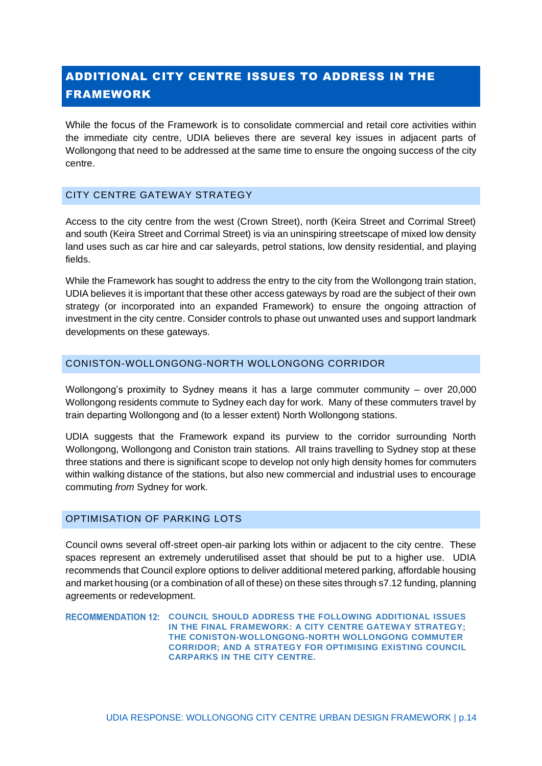## ADDITIONAL CITY CENTRE ISSUES TO ADDRESS IN THE FRAMEWORK

While the focus of the Framework is to consolidate commercial and retail core activities within the immediate city centre, UDIA believes there are several key issues in adjacent parts of Wollongong that need to be addressed at the same time to ensure the ongoing success of the city centre.

### CITY CENTRE GATEWAY STRATEGY

Access to the city centre from the west (Crown Street), north (Keira Street and Corrimal Street) and south (Keira Street and Corrimal Street) is via an uninspiring streetscape of mixed low density land uses such as car hire and car saleyards, petrol stations, low density residential, and playing fields.

While the Framework has sought to address the entry to the city from the Wollongong train station, UDIA believes it is important that these other access gateways by road are the subject of their own strategy (or incorporated into an expanded Framework) to ensure the ongoing attraction of investment in the city centre. Consider controls to phase out unwanted uses and support landmark developments on these gateways.

### CONISTON-WOLLONGONG-NORTH WOLLONGONG CORRIDOR

Wollongong's proximity to Sydney means it has a large commuter community – over 20,000 Wollongong residents commute to Sydney each day for work. Many of these commuters travel by train departing Wollongong and (to a lesser extent) North Wollongong stations.

UDIA suggests that the Framework expand its purview to the corridor surrounding North Wollongong, Wollongong and Coniston train stations. All trains travelling to Sydney stop at these three stations and there is significant scope to develop not only high density homes for commuters within walking distance of the stations, but also new commercial and industrial uses to encourage commuting *from* Sydney for work.

### OPTIMISATION OF PARKING LOTS

Council owns several off-street open-air parking lots within or adjacent to the city centre. These spaces represent an extremely underutilised asset that should be put to a higher use. UDIA recommends that Council explore options to deliver additional metered parking, affordable housing and market housing (or a combination of all of these) on these sites through s7.12 funding, planning agreements or redevelopment.

**RECOMMENDATION 12:** **COUNCIL SHOULD ADDRESS THE FOLLOWING ADDITIONAL ISSUES IN THE FINAL FRAMEWORK: A CITY CENTRE GATEWAY STRATEGY; THE CONISTON-WOLLONGONG-NORTH WOLLONGONG COMMUTER CORRIDOR; AND A STRATEGY FOR OPTIMISING EXISTING COUNCIL CARPARKS IN THE CITY CENTRE.**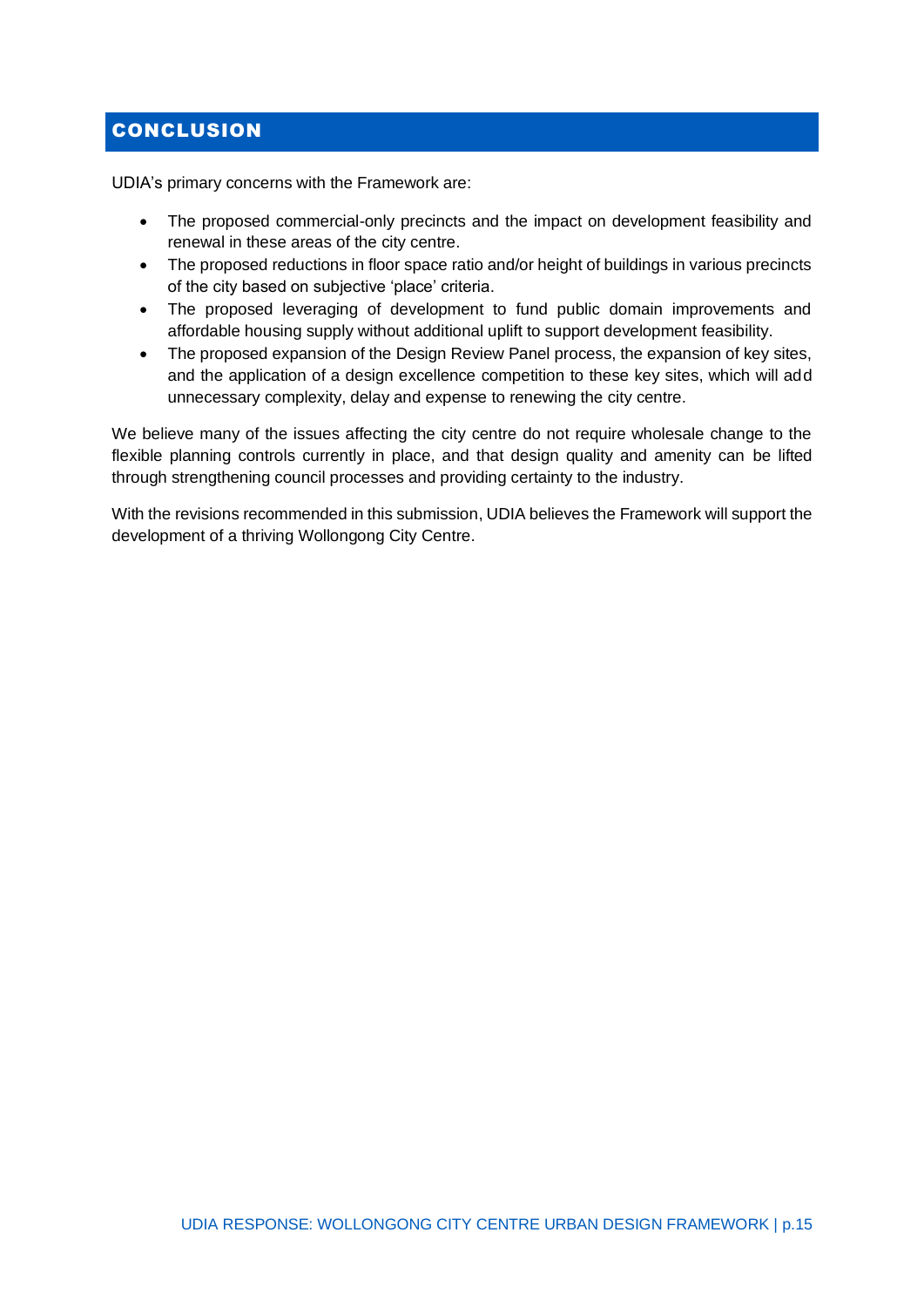## CONCLUSION

UDIA's primary concerns with the Framework are:

- The proposed commercial-only precincts and the impact on development feasibility and renewal in these areas of the city centre.
- The proposed reductions in floor space ratio and/or height of buildings in various precincts of the city based on subjective 'place' criteria.
- The proposed leveraging of development to fund public domain improvements and affordable housing supply without additional uplift to support development feasibility.
- The proposed expansion of the Design Review Panel process, the expansion of key sites, and the application of a design excellence competition to these key sites, which will add unnecessary complexity, delay and expense to renewing the city centre.

We believe many of the issues affecting the city centre do not require wholesale change to the flexible planning controls currently in place, and that design quality and amenity can be lifted through strengthening council processes and providing certainty to the industry.

With the revisions recommended in this submission, UDIA believes the Framework will support the development of a thriving Wollongong City Centre.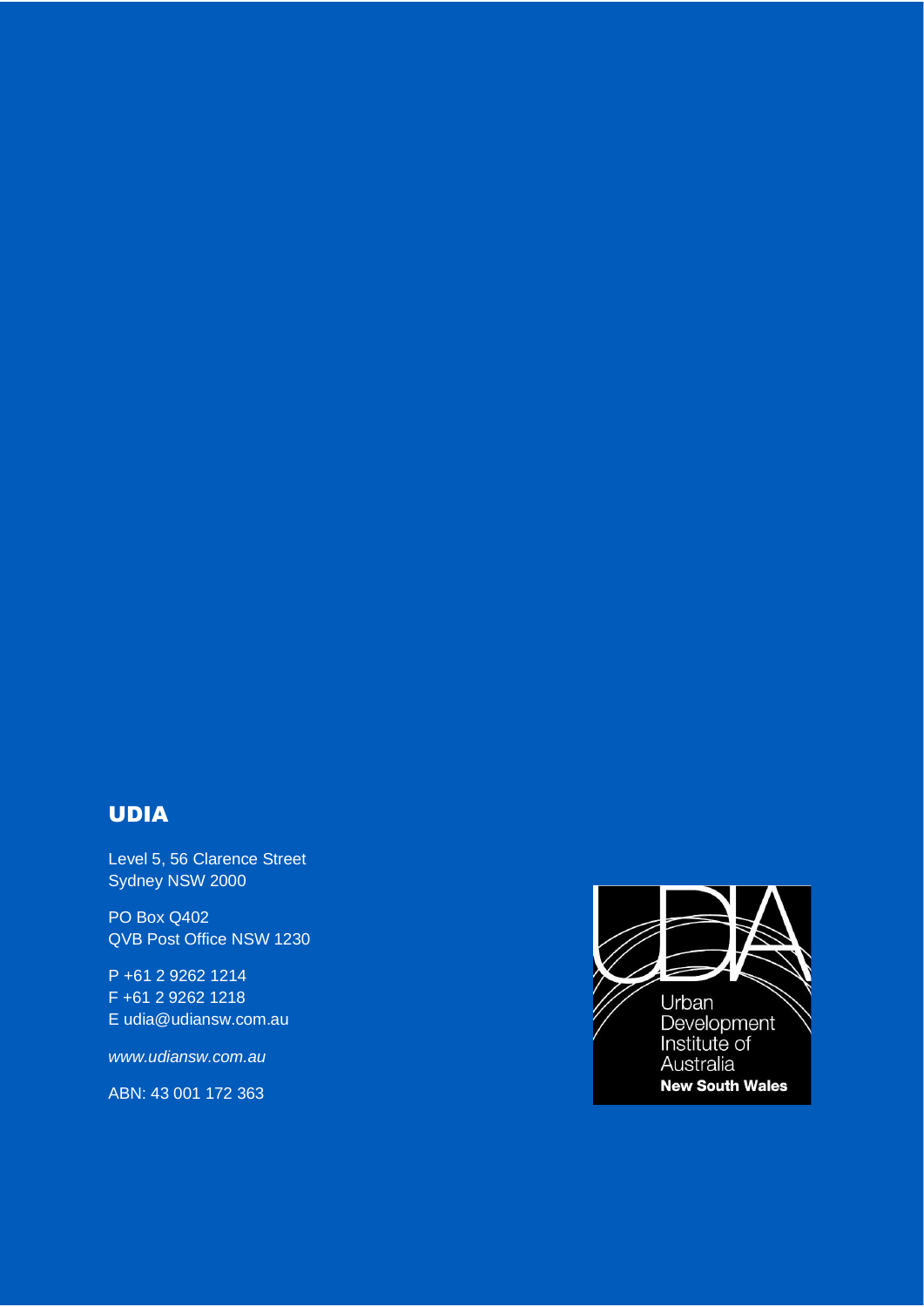## UDIA

Level 5, 56 Clarence Street
Sydney NSW 2000

PO Box Q402
QVB Post Office NSW 1230

P +61 2 9262 1214
F +61 2 9262 1218
E udia@udiansw.com.au

*www.udiansw.com.au*

ABN: 43 001 172 363

Urban Development Institute of Australia
**New South Wales**